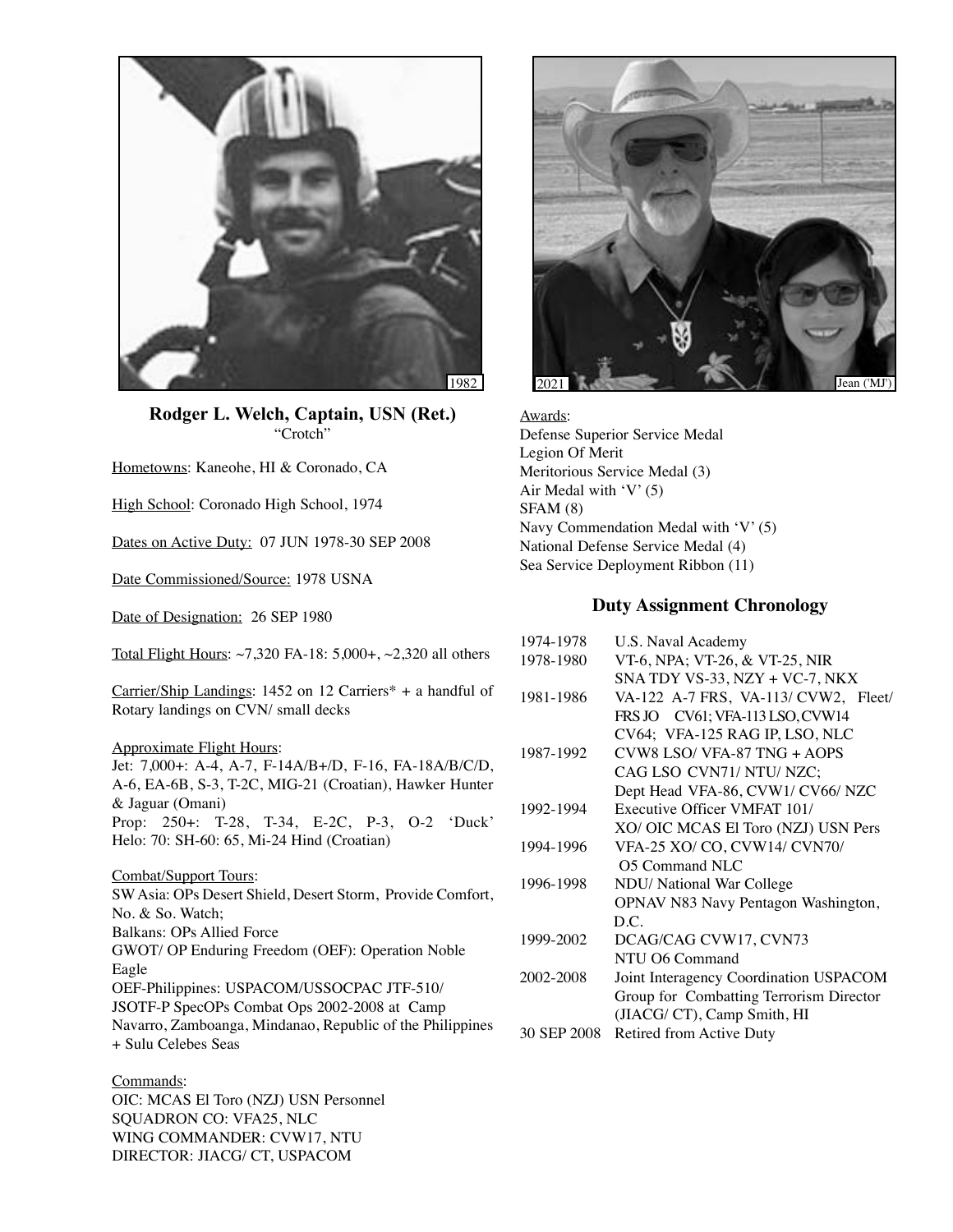1982

2021 Jean ('MJ')

**Rodger L. Welch, Captain, USN (Ret.)**
"Crotch"

Hometowns: Kaneohe, HI & Coronado, CA

High School: Coronado High School, 1974

Dates on Active Duty: 07 JUN 1978-30 SEP 2008

Date Commissioned/Source: 1978 USNA

Date of Designation: 26 SEP 1980

Total Flight Hours: ~7,320 FA-18: 5,000+, ~2,320 all others

Carrier/Ship Landings: 1452 on 12 Carriers* + a handful of Rotary landings on CVN/ small decks

Approximate Flight Hours:
Jet: 7,000+: A-4, A-7, F-14A/B+/D, F-16, FA-18A/B/C/D, A-6, EA-6B, S-3, T-2C, MIG-21 (Croatian), Hawker Hunter & Jaguar (Omani)
Prop: 250+: T-28, T-34, E-2C, P-3, O-2 'Duck'
Helo: 70: SH-60: 65, Mi-24 Hind (Croatian)

Combat/Support Tours:
SW Asia: OPs Desert Shield, Desert Storm, Provide Comfort, No. & So. Watch;
Balkans: OPs Allied Force
GWOT/ OP Enduring Freedom (OEF): Operation Noble Eagle
OEF-Philippines: USPACOM/USSOCPAC JTF-510/ JSOTF-P SpecOPs Combat Ops 2002-2008 at Camp Navarro, Zamboanga, Mindanao, Republic of the Philippines + Sulu Celebes Seas

Commands:
OIC: MCAS El Toro (NZJ) USN Personnel
SQUADRON CO: VFA25, NLC
WING COMMANDER: CVW17, NTU
DIRECTOR: JIACG/ CT, USPACOM

Awards:
Defense Superior Service Medal
Legion Of Merit
Meritorious Service Medal (3)
Air Medal with 'V' (5)
SFAM (8)
Navy Commendation Medal with 'V' (5)
National Defense Service Medal (4)
Sea Service Deployment Ribbon (11)

## Duty Assignment Chronology

| | |
|---|---|
| 1974-1978 | U.S. Naval Academy |
| 1978-1980 | VT-6, NPA; VT-26, & VT-25, NIR<br>SNA TDY VS-33, NZY + VC-7, NKX |
| 1981-1986 | VA-122 A-7 FRS, VA-113/ CVW2, Fleet/ FRS JO CV61; VFA-113 LSO, CVW14 CV64; VFA-125 RAG IP, LSO, NLC |
| 1987-1992 | CVW8 LSO/ VFA-87 TNG + AOPS<br>CAG LSO CVN71/ NTU/ NZC;<br>Dept Head VFA-86, CVW1/ CV66/ NZC |
| 1992-1994 | Executive Officer VMFAT 101/<br>XO/ OIC MCAS El Toro (NZJ) USN Pers |
| 1994-1996 | VFA-25 XO/ CO, CVW14/ CVN70/<br>O5 Command NLC |
| 1996-1998 | NDU/ National War College<br>OPNAV N83 Navy Pentagon Washington, D.C. |
| 1999-2002 | DCAG/CAG CVW17, CVN73<br>NTU O6 Command |
| 2002-2008 | Joint Interagency Coordination USPACOM Group for Combatting Terrorism Director (JIACG/ CT), Camp Smith, HI |
| 30 SEP 2008 | Retired from Active Duty |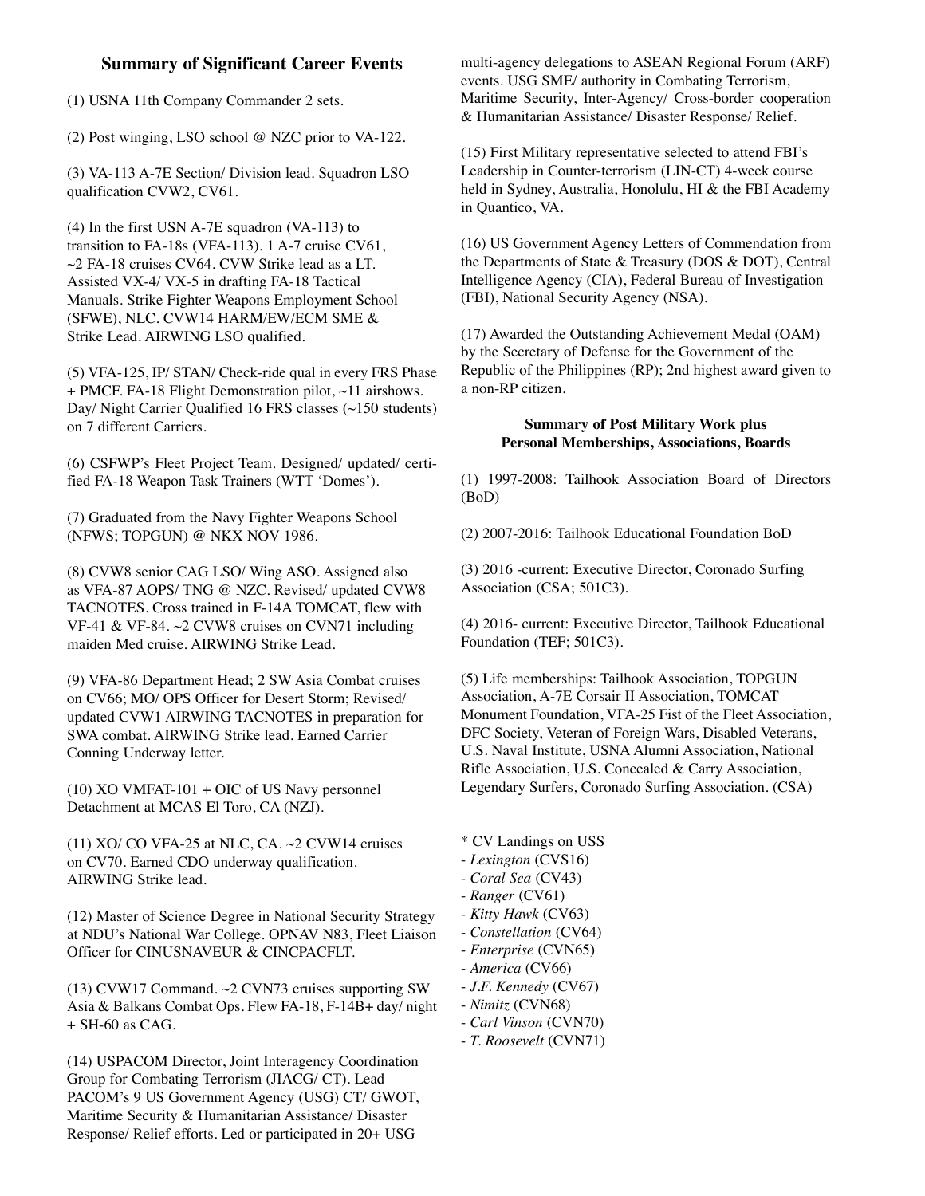## Summary of Significant Career Events

(1) USNA 11th Company Commander 2 sets.

(2) Post winging, LSO school @ NZC prior to VA-122.

(3) VA-113 A-7E Section/ Division lead. Squadron LSO qualification CVW2, CV61.

(4) In the first USN A-7E squadron (VA-113) to transition to FA-18s (VFA-113). 1 A-7 cruise CV61, ~2 FA-18 cruises CV64. CVW Strike lead as a LT. Assisted VX-4/ VX-5 in drafting FA-18 Tactical Manuals. Strike Fighter Weapons Employment School (SFWE), NLC. CVW14 HARM/EW/ECM SME & Strike Lead. AIRWING LSO qualified.

(5) VFA-125, IP/ STAN/ Check-ride qual in every FRS Phase + PMCF. FA-18 Flight Demonstration pilot, ~11 airshows. Day/ Night Carrier Qualified 16 FRS classes (~150 students) on 7 different Carriers.

(6) CSFWP's Fleet Project Team. Designed/ updated/ certified FA-18 Weapon Task Trainers (WTT 'Domes').

(7) Graduated from the Navy Fighter Weapons School (NFWS; TOPGUN) @ NKX NOV 1986.

(8) CVW8 senior CAG LSO/ Wing ASO. Assigned also as VFA-87 AOPS/ TNG @ NZC. Revised/ updated CVW8 TACNOTES. Cross trained in F-14A TOMCAT, flew with VF-41 & VF-84. ~2 CVW8 cruises on CVN71 including maiden Med cruise. AIRWING Strike Lead.

(9) VFA-86 Department Head; 2 SW Asia Combat cruises on CV66; MO/ OPS Officer for Desert Storm; Revised/ updated CVW1 AIRWING TACNOTES in preparation for SWA combat. AIRWING Strike lead. Earned Carrier Conning Underway letter.

(10) XO VMFAT-101 + OIC of US Navy personnel Detachment at MCAS El Toro, CA (NZJ).

(11) XO/ CO VFA-25 at NLC, CA. ~2 CVW14 cruises on CV70. Earned CDO underway qualification. AIRWING Strike lead.

(12) Master of Science Degree in National Security Strategy at NDU's National War College. OPNAV N83, Fleet Liaison Officer for CINUSNAVEUR & CINCPACFLT.

(13) CVW17 Command. ~2 CVN73 cruises supporting SW Asia & Balkans Combat Ops. Flew FA-18, F-14B+ day/ night + SH-60 as CAG.

(14) USPACOM Director, Joint Interagency Coordination Group for Combating Terrorism (JIACG/ CT). Lead PACOM's 9 US Government Agency (USG) CT/ GWOT, Maritime Security & Humanitarian Assistance/ Disaster Response/ Relief efforts. Led or participated in 20+ USG multi-agency delegations to ASEAN Regional Forum (ARF) events. USG SME/ authority in Combating Terrorism, Maritime Security, Inter-Agency/ Cross-border cooperation & Humanitarian Assistance/ Disaster Response/ Relief.

(15) First Military representative selected to attend FBI's Leadership in Counter-terrorism (LIN-CT) 4-week course held in Sydney, Australia, Honolulu, HI & the FBI Academy in Quantico, VA.

(16) US Government Agency Letters of Commendation from the Departments of State & Treasury (DOS & DOT), Central Intelligence Agency (CIA), Federal Bureau of Investigation (FBI), National Security Agency (NSA).

(17) Awarded the Outstanding Achievement Medal (OAM) by the Secretary of Defense for the Government of the Republic of the Philippines (RP); 2nd highest award given to a non-RP citizen.

### Summary of Post Military Work plus Personal Memberships, Associations, Boards

(1) 1997-2008: Tailhook Association Board of Directors (BoD)

(2) 2007-2016: Tailhook Educational Foundation BoD

(3) 2016 -current: Executive Director, Coronado Surfing Association (CSA; 501C3).

(4) 2016- current: Executive Director, Tailhook Educational Foundation (TEF; 501C3).

(5) Life memberships: Tailhook Association, TOPGUN Association, A-7E Corsair II Association, TOMCAT Monument Foundation, VFA-25 Fist of the Fleet Association, DFC Society, Veteran of Foreign Wars, Disabled Veterans, U.S. Naval Institute, USNA Alumni Association, National Rifle Association, U.S. Concealed & Carry Association, Legendary Surfers, Coronado Surfing Association. (CSA)

* CV Landings on USS
- *Lexington* (CVS16)
- *Coral Sea* (CV43)
- *Ranger* (CV61)
- *Kitty Hawk* (CV63)
- *Constellation* (CV64)
- *Enterprise* (CVN65)
- *America* (CV66)
- *J.F. Kennedy* (CV67)
- *Nimitz* (CVN68)
- *Carl Vinson* (CVN70)
- *T. Roosevelt* (CVN71)